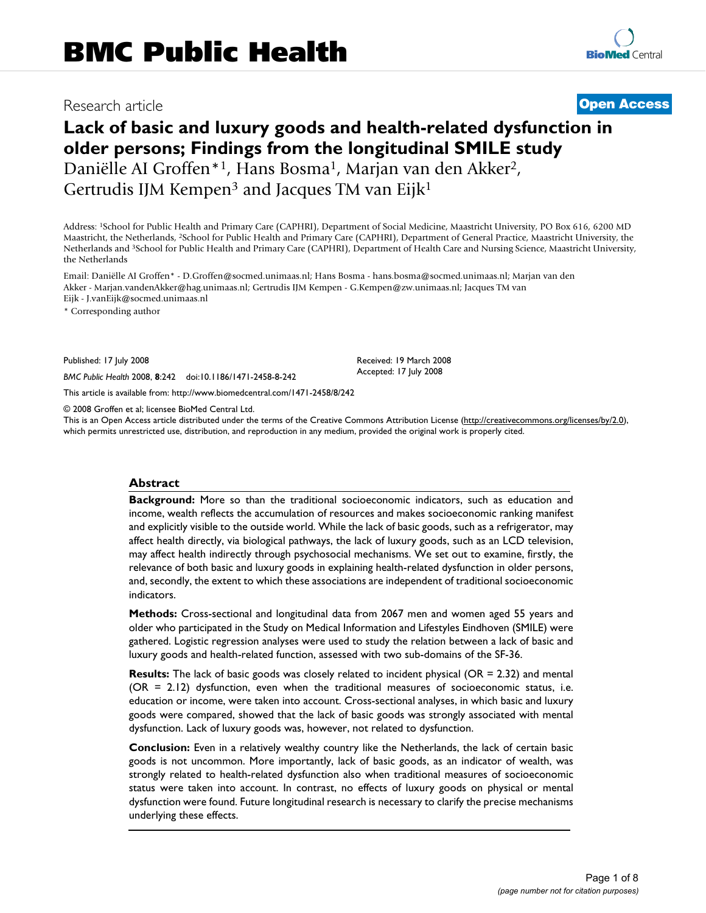# BMC Public Health

Research article

**Open Access**

# Lack of basic and luxury goods and health-related dysfunction in older persons; Findings from the longitudinal SMILE study

Daniëlle AI Groffen*[1], Hans Bosma[1], Marjan van den Akker[2], Gertrudis IJM Kempen[3] and Jacques TM van Eijk[1]

Address: [1]School for Public Health and Primary Care (CAPHRI), Department of Social Medicine, Maastricht University, PO Box 616, 6200 MD Maastricht, the Netherlands, [2]School for Public Health and Primary Care (CAPHRI), Department of General Practice, Maastricht University, the Netherlands and [3]School for Public Health and Primary Care (CAPHRI), Department of Health Care and Nursing Science, Maastricht University, the Netherlands

Email: Daniëlle AI Groffen* - D.Groffen@socmed.unimaas.nl; Hans Bosma - hans.bosma@socmed.unimaas.nl; Marjan van den Akker - Marjan.vandenAkker@hag.unimaas.nl; Gertrudis IJM Kempen - G.Kempen@zw.unimaas.nl; Jacques TM van Eijk - J.vanEijk@socmed.unimaas.nl

* Corresponding author

Published: 17 July 2008

*BMC Public Health* 2008, **8**:242 doi:10.1186/1471-2458-8-242

Received: 19 March 2008
Accepted: 17 July 2008

This article is available from: http://www.biomedcentral.com/1471-2458/8/242

© 2008 Groffen et al; licensee BioMed Central Ltd.
This is an Open Access article distributed under the terms of the Creative Commons Attribution License (http://creativecommons.org/licenses/by/2.0), which permits unrestricted use, distribution, and reproduction in any medium, provided the original work is properly cited.

## Abstract

**Background:** More so than the traditional socioeconomic indicators, such as education and income, wealth reflects the accumulation of resources and makes socioeconomic ranking manifest and explicitly visible to the outside world. While the lack of basic goods, such as a refrigerator, may affect health directly, via biological pathways, the lack of luxury goods, such as an LCD television, may affect health indirectly through psychosocial mechanisms. We set out to examine, firstly, the relevance of both basic and luxury goods in explaining health-related dysfunction in older persons, and, secondly, the extent to which these associations are independent of traditional socioeconomic indicators.

**Methods:** Cross-sectional and longitudinal data from 2067 men and women aged 55 years and older who participated in the Study on Medical Information and Lifestyles Eindhoven (SMILE) were gathered. Logistic regression analyses were used to study the relation between a lack of basic and luxury goods and health-related function, assessed with two sub-domains of the SF-36.

**Results:** The lack of basic goods was closely related to incident physical (OR = 2.32) and mental (OR = 2.12) dysfunction, even when the traditional measures of socioeconomic status, i.e. education or income, were taken into account. Cross-sectional analyses, in which basic and luxury goods were compared, showed that the lack of basic goods was strongly associated with mental dysfunction. Lack of luxury goods was, however, not related to dysfunction.

**Conclusion:** Even in a relatively wealthy country like the Netherlands, the lack of certain basic goods is not uncommon. More importantly, lack of basic goods, as an indicator of wealth, was strongly related to health-related dysfunction also when traditional measures of socioeconomic status were taken into account. In contrast, no effects of luxury goods on physical or mental dysfunction were found. Future longitudinal research is necessary to clarify the precise mechanisms underlying these effects.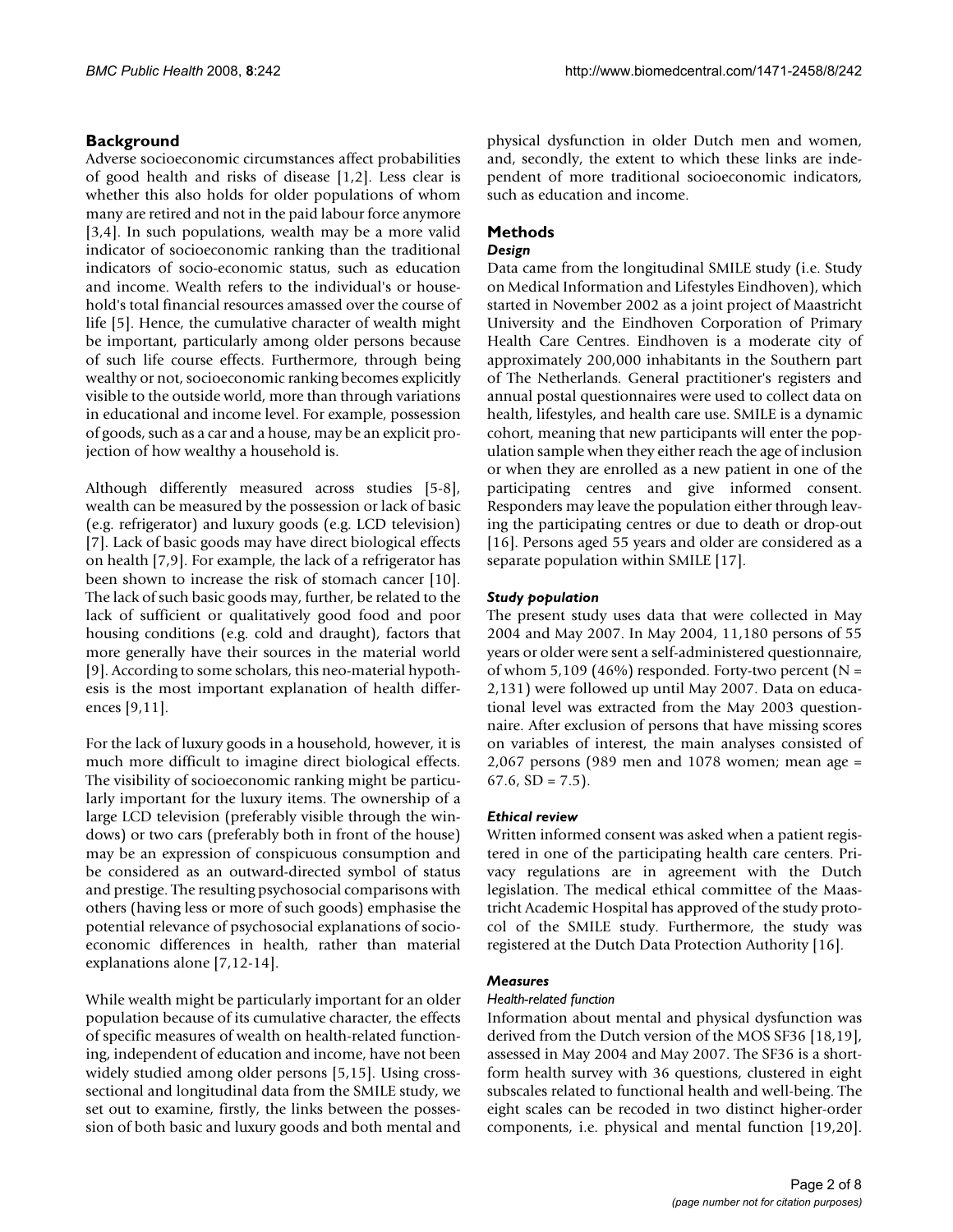## Background

Adverse socioeconomic circumstances affect probabilities of good health and risks of disease [1,2]. Less clear is whether this also holds for older populations of whom many are retired and not in the paid labour force anymore [3,4]. In such populations, wealth may be a more valid indicator of socioeconomic ranking than the traditional indicators of socio-economic status, such as education and income. Wealth refers to the individual's or household's total financial resources amassed over the course of life [5]. Hence, the cumulative character of wealth might be important, particularly among older persons because of such life course effects. Furthermore, through being wealthy or not, socioeconomic ranking becomes explicitly visible to the outside world, more than through variations in educational and income level. For example, possession of goods, such as a car and a house, may be an explicit projection of how wealthy a household is.

Although differently measured across studies [5-8], wealth can be measured by the possession or lack of basic (e.g. refrigerator) and luxury goods (e.g. LCD television) [7]. Lack of basic goods may have direct biological effects on health [7,9]. For example, the lack of a refrigerator has been shown to increase the risk of stomach cancer [10]. The lack of such basic goods may, further, be related to the lack of sufficient or qualitatively good food and poor housing conditions (e.g. cold and draught), factors that more generally have their sources in the material world [9]. According to some scholars, this neo-material hypothesis is the most important explanation of health differences [9,11].

For the lack of luxury goods in a household, however, it is much more difficult to imagine direct biological effects. The visibility of socioeconomic ranking might be particularly important for the luxury items. The ownership of a large LCD television (preferably visible through the windows) or two cars (preferably both in front of the house) may be an expression of conspicuous consumption and be considered as an outward-directed symbol of status and prestige. The resulting psychosocial comparisons with others (having less or more of such goods) emphasise the potential relevance of psychosocial explanations of socioeconomic differences in health, rather than material explanations alone [7,12-14].

While wealth might be particularly important for an older population because of its cumulative character, the effects of specific measures of wealth on health-related functioning, independent of education and income, have not been widely studied among older persons [5,15]. Using cross-sectional and longitudinal data from the SMILE study, we set out to examine, firstly, the links between the possession of both basic and luxury goods and both mental and physical dysfunction in older Dutch men and women, and, secondly, the extent to which these links are independent of more traditional socioeconomic indicators, such as education and income.

## Methods

### *Design*

Data came from the longitudinal SMILE study (i.e. Study on Medical Information and Lifestyles Eindhoven), which started in November 2002 as a joint project of Maastricht University and the Eindhoven Corporation of Primary Health Care Centres. Eindhoven is a moderate city of approximately 200,000 inhabitants in the Southern part of The Netherlands. General practitioner's registers and annual postal questionnaires were used to collect data on health, lifestyles, and health care use. SMILE is a dynamic cohort, meaning that new participants will enter the population sample when they either reach the age of inclusion or when they are enrolled as a new patient in one of the participating centres and give informed consent. Responders may leave the population either through leaving the participating centres or due to death or drop-out [16]. Persons aged 55 years and older are considered as a separate population within SMILE [17].

### *Study population*

The present study uses data that were collected in May 2004 and May 2007. In May 2004, 11,180 persons of 55 years or older were sent a self-administered questionnaire, of whom 5,109 (46%) responded. Forty-two percent (N = 2,131) were followed up until May 2007. Data on educational level was extracted from the May 2003 questionnaire. After exclusion of persons that have missing scores on variables of interest, the main analyses consisted of 2,067 persons (989 men and 1078 women; mean age = 67.6, SD = 7.5).

### *Ethical review*

Written informed consent was asked when a patient registered in one of the participating health care centers. Privacy regulations are in agreement with the Dutch legislation. The medical ethical committee of the Maastricht Academic Hospital has approved of the study protocol of the SMILE study. Furthermore, the study was registered at the Dutch Data Protection Authority [16].

### *Measures*

#### *Health-related function*

Information about mental and physical dysfunction was derived from the Dutch version of the MOS SF36 [18,19], assessed in May 2004 and May 2007. The SF36 is a short-form health survey with 36 questions, clustered in eight subscales related to functional health and well-being. The eight scales can be recoded in two distinct higher-order components, i.e. physical and mental function [19,20].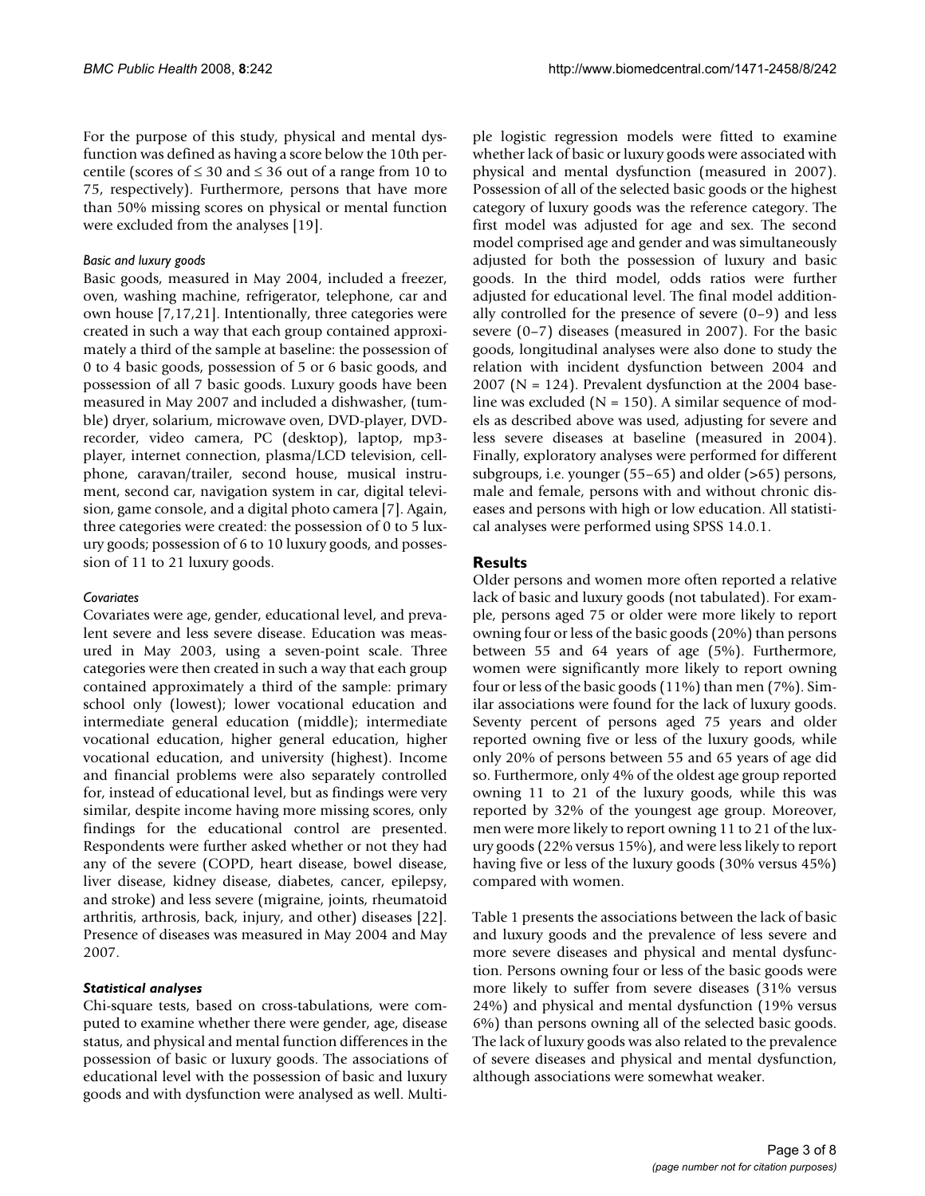For the purpose of this study, physical and mental dysfunction was defined as having a score below the 10th percentile (scores of ≤ 30 and ≤ 36 out of a range from 10 to 75, respectively). Furthermore, persons that have more than 50% missing scores on physical or mental function were excluded from the analyses [19].

#### *Basic and luxury goods*

Basic goods, measured in May 2004, included a freezer, oven, washing machine, refrigerator, telephone, car and own house [7,17,21]. Intentionally, three categories were created in such a way that each group contained approximately a third of the sample at baseline: the possession of 0 to 4 basic goods, possession of 5 or 6 basic goods, and possession of all 7 basic goods. Luxury goods have been measured in May 2007 and included a dishwasher, (tumble) dryer, solarium, microwave oven, DVD-player, DVD-recorder, video camera, PC (desktop), laptop, mp3-player, internet connection, plasma/LCD television, cellphone, caravan/trailer, second house, musical instrument, second car, navigation system in car, digital television, game console, and a digital photo camera [7]. Again, three categories were created: the possession of 0 to 5 luxury goods; possession of 6 to 10 luxury goods, and possession of 11 to 21 luxury goods.

#### *Covariates*

Covariates were age, gender, educational level, and prevalent severe and less severe disease. Education was measured in May 2003, using a seven-point scale. Three categories were then created in such a way that each group contained approximately a third of the sample: primary school only (lowest); lower vocational education and intermediate general education (middle); intermediate vocational education, higher general education, higher vocational education, and university (highest). Income and financial problems were also separately controlled for, instead of educational level, but as findings were very similar, despite income having more missing scores, only findings for the educational control are presented. Respondents were further asked whether or not they had any of the severe (COPD, heart disease, bowel disease, liver disease, kidney disease, diabetes, cancer, epilepsy, and stroke) and less severe (migraine, joints, rheumatoid arthritis, arthrosis, back, injury, and other) diseases [22]. Presence of diseases was measured in May 2004 and May 2007.

#### ***Statistical analyses***

Chi-square tests, based on cross-tabulations, were computed to examine whether there were gender, age, disease status, and physical and mental function differences in the possession of basic or luxury goods. The associations of educational level with the possession of basic and luxury goods and with dysfunction were analysed as well. Multiple logistic regression models were fitted to examine whether lack of basic or luxury goods were associated with physical and mental dysfunction (measured in 2007). Possession of all of the selected basic goods or the highest category of luxury goods was the reference category. The first model was adjusted for age and sex. The second model comprised age and gender and was simultaneously adjusted for both the possession of luxury and basic goods. In the third model, odds ratios were further adjusted for educational level. The final model additionally controlled for the presence of severe (0–9) and less severe (0–7) diseases (measured in 2007). For the basic goods, longitudinal analyses were also done to study the relation with incident dysfunction between 2004 and 2007 (N = 124). Prevalent dysfunction at the 2004 baseline was excluded (N = 150). A similar sequence of models as described above was used, adjusting for severe and less severe diseases at baseline (measured in 2004). Finally, exploratory analyses were performed for different subgroups, i.e. younger (55–65) and older (>65) persons, male and female, persons with and without chronic diseases and persons with high or low education. All statistical analyses were performed using SPSS 14.0.1.

## **Results**

Older persons and women more often reported a relative lack of basic and luxury goods (not tabulated). For example, persons aged 75 or older were more likely to report owning four or less of the basic goods (20%) than persons between 55 and 64 years of age (5%). Furthermore, women were significantly more likely to report owning four or less of the basic goods (11%) than men (7%). Similar associations were found for the lack of luxury goods. Seventy percent of persons aged 75 years and older reported owning five or less of the luxury goods, while only 20% of persons between 55 and 65 years of age did so. Furthermore, only 4% of the oldest age group reported owning 11 to 21 of the luxury goods, while this was reported by 32% of the youngest age group. Moreover, men were more likely to report owning 11 to 21 of the luxury goods (22% versus 15%), and were less likely to report having five or less of the luxury goods (30% versus 45%) compared with women.

Table 1 presents the associations between the lack of basic and luxury goods and the prevalence of less severe and more severe diseases and physical and mental dysfunction. Persons owning four or less of the basic goods were more likely to suffer from severe diseases (31% versus 24%) and physical and mental dysfunction (19% versus 6%) than persons owning all of the selected basic goods. The lack of luxury goods was also related to the prevalence of severe diseases and physical and mental dysfunction, although associations were somewhat weaker.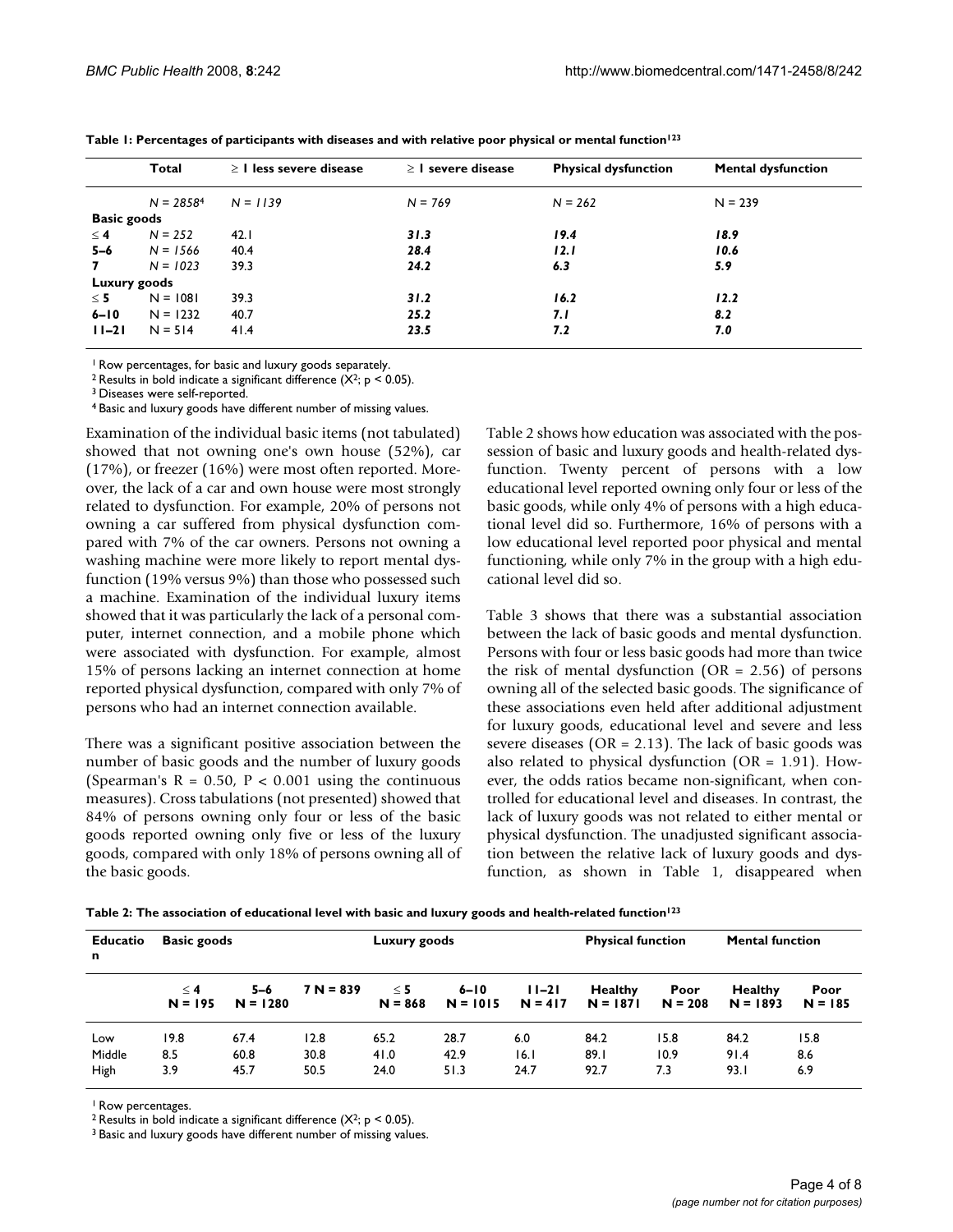**Table 1: Percentages of participants with diseases and with relative poor physical or mental function[123]**

| | Total | ≥ 1 less severe disease | ≥ 1 severe disease | Physical dysfunction | Mental dysfunction |
|---|---|---|---|---|---|
| | *N = 2858*[4] | *N = 1139* | *N = 769* | *N = 262* | N = 239 |
| **Basic goods** | | | | | |
| **≤ 4** | *N = 252* | 42.1 | ***31.3*** | ***19.4*** | ***18.9*** |
| **5–6** | *N = 1566* | 40.4 | ***28.4*** | ***12.1*** | ***10.6*** |
| **7** | *N = 1023* | 39.3 | ***24.2*** | ***6.3*** | ***5.9*** |
| **Luxury goods** | | | | | |
| **≤ 5** | N = 1081 | 39.3 | ***31.2*** | ***16.2*** | ***12.2*** |
| **6–10** | N = 1232 | 40.7 | ***25.2*** | ***7.1*** | ***8.2*** |
| **11–21** | N = 514 | 41.4 | ***23.5*** | ***7.2*** | ***7.0*** |

[1] Row percentages, for basic and luxury goods separately.
[2] Results in bold indicate a significant difference ($X^2$; $p < 0.05$).
[3] Diseases were self-reported.
[4] Basic and luxury goods have different number of missing values.

Examination of the individual basic items (not tabulated) showed that not owning one's own house (52%), car (17%), or freezer (16%) were most often reported. Moreover, the lack of a car and own house were most strongly related to dysfunction. For example, 20% of persons not owning a car suffered from physical dysfunction compared with 7% of the car owners. Persons not owning a washing machine were more likely to report mental dysfunction (19% versus 9%) than those who possessed such a machine. Examination of the individual luxury items showed that it was particularly the lack of a personal computer, internet connection, and a mobile phone which were associated with dysfunction. For example, almost 15% of persons lacking an internet connection at home reported physical dysfunction, compared with only 7% of persons who had an internet connection available.

There was a significant positive association between the number of basic goods and the number of luxury goods (Spearman's $R = 0.50$, $P < 0.001$ using the continuous measures). Cross tabulations (not presented) showed that 84% of persons owning only four or less of the basic goods reported owning only five or less of the luxury goods, compared with only 18% of persons owning all of the basic goods.

Table 2 shows how education was associated with the possession of basic and luxury goods and health-related dysfunction. Twenty percent of persons with a low educational level reported owning only four or less of the basic goods, while only 4% of persons with a high educational level did so. Furthermore, 16% of persons with a low educational level reported poor physical and mental functioning, while only 7% in the group with a high educational level did so.

Table 3 shows that there was a substantial association between the lack of basic goods and mental dysfunction. Persons with four or less basic goods had more than twice the risk of mental dysfunction (OR = 2.56) of persons owning all of the selected basic goods. The significance of these associations even held after additional adjustment for luxury goods, educational level and severe and less severe diseases (OR = 2.13). The lack of basic goods was also related to physical dysfunction (OR = 1.91). However, the odds ratios became non-significant, when controlled for educational level and diseases. In contrast, the lack of luxury goods was not related to either mental or physical dysfunction. The unadjusted significant association between the relative lack of luxury goods and dysfunction, as shown in Table 1, disappeared when

**Table 2: The association of educational level with basic and luxury goods and health-related function[123]**

| Education | Basic goods | | | Luxury goods | | | Physical function | | Mental function | |
|---|---|---|---|---|---|---|---|---|---|---|
| | ≤ 4 N = 195 | 5–6 N = 1280 | 7 N = 839 | ≤ 5 N = 868 | 6–10 N = 1015 | 11–21 N = 417 | Healthy N = 1871 | Poor N = 208 | Healthy N = 1893 | Poor N = 185 |
| Low | 19.8 | 67.4 | 12.8 | 65.2 | 28.7 | 6.0 | 84.2 | 15.8 | 84.2 | 15.8 |
| Middle | 8.5 | 60.8 | 30.8 | 41.0 | 42.9 | 16.1 | 89.1 | 10.9 | 91.4 | 8.6 |
| High | 3.9 | 45.7 | 50.5 | 24.0 | 51.3 | 24.7 | 92.7 | 7.3 | 93.1 | 6.9 |

[1] Row percentages.
[2] Results in bold indicate a significant difference ($X^2$; $p < 0.05$).
[3] Basic and luxury goods have different number of missing values.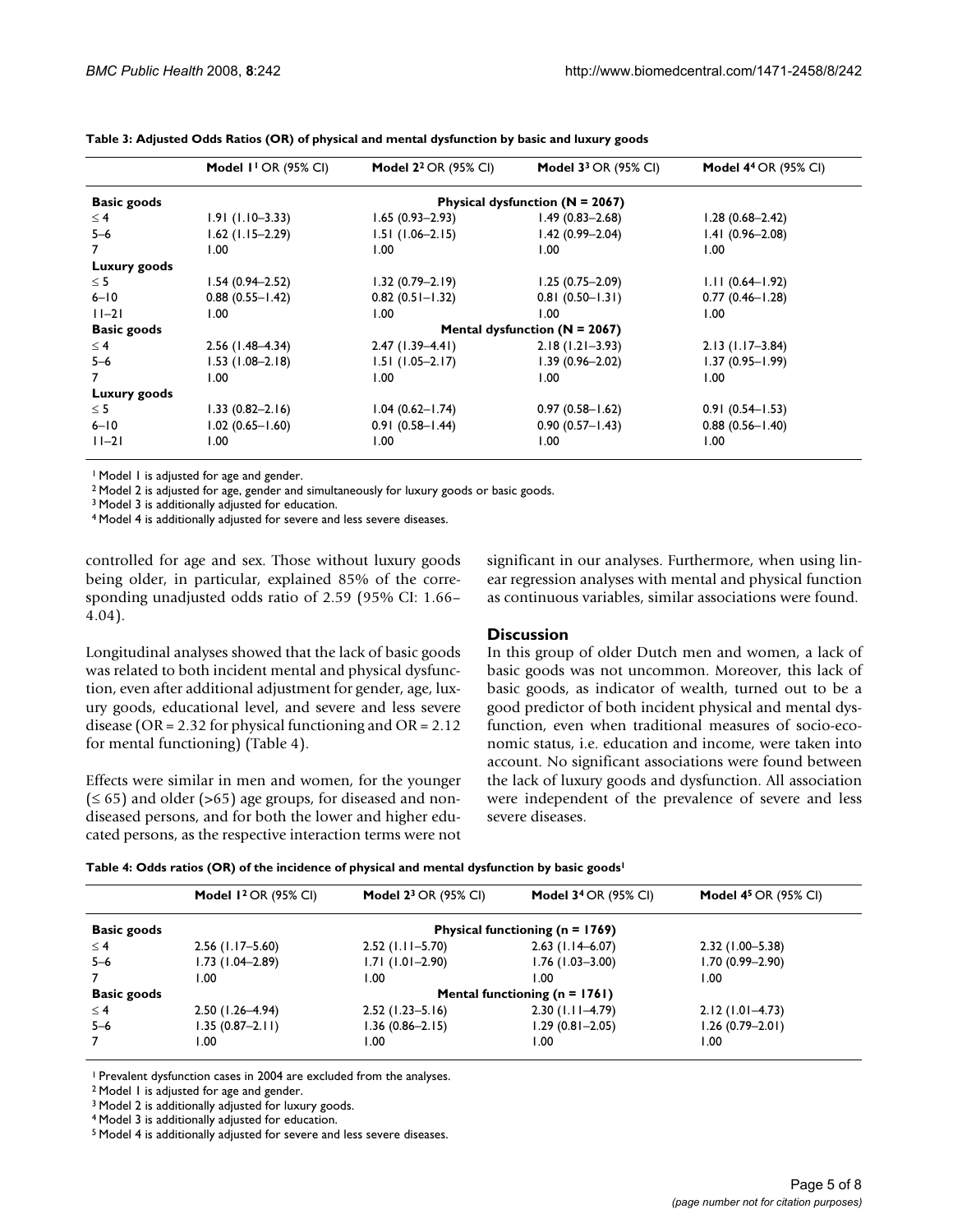**Table 3: Adjusted Odds Ratios (OR) of physical and mental dysfunction by basic and luxury goods**

| | Model 1[1] OR (95% CI) | Model 2[2] OR (95% CI) | Model 3[3] OR (95% CI) | Model 4[4] OR (95% CI) |
|---|---|---|---|---|
| **Basic goods** | | **Physical dysfunction (N = 2067)** | | |
| ≤ 4 | 1.91 (1.10–3.33) | 1.65 (0.93–2.93) | 1.49 (0.83–2.68) | 1.28 (0.68–2.42) |
| 5–6 | 1.62 (1.15–2.29) | 1.51 (1.06–2.15) | 1.42 (0.99–2.04) | 1.41 (0.96–2.08) |
| 7 | 1.00 | 1.00 | 1.00 | 1.00 |
| **Luxury goods** | | | | |
| ≤ 5 | 1.54 (0.94–2.52) | 1.32 (0.79–2.19) | 1.25 (0.75–2.09) | 1.11 (0.64–1.92) |
| 6–10 | 0.88 (0.55–1.42) | 0.82 (0.51–1.32) | 0.81 (0.50–1.31) | 0.77 (0.46–1.28) |
| 11–21 | 1.00 | 1.00 | 1.00 | 1.00 |
| **Basic goods** | | **Mental dysfunction (N = 2067)** | | |
| ≤ 4 | 2.56 (1.48–4.34) | 2.47 (1.39–4.41) | 2.18 (1.21–3.93) | 2.13 (1.17–3.84) |
| 5–6 | 1.53 (1.08–2.18) | 1.51 (1.05–2.17) | 1.39 (0.96–2.02) | 1.37 (0.95–1.99) |
| 7 | 1.00 | 1.00 | 1.00 | 1.00 |
| **Luxury goods** | | | | |
| ≤ 5 | 1.33 (0.82–2.16) | 1.04 (0.62–1.74) | 0.97 (0.58–1.62) | 0.91 (0.54–1.53) |
| 6–10 | 1.02 (0.65–1.60) | 0.91 (0.58–1.44) | 0.90 (0.57–1.43) | 0.88 (0.56–1.40) |
| 11–21 | 1.00 | 1.00 | 1.00 | 1.00 |

[1] Model 1 is adjusted for age and gender.
[2] Model 2 is adjusted for age, gender and simultaneously for luxury goods or basic goods.
[3] Model 3 is additionally adjusted for education.
[4] Model 4 is additionally adjusted for severe and less severe diseases.

controlled for age and sex. Those without luxury goods being older, in particular, explained 85% of the corresponding unadjusted odds ratio of 2.59 (95% CI: 1.66–4.04).

Longitudinal analyses showed that the lack of basic goods was related to both incident mental and physical dysfunction, even after additional adjustment for gender, age, luxury goods, educational level, and severe and less severe disease (OR = 2.32 for physical functioning and OR = 2.12 for mental functioning) (Table 4).

Effects were similar in men and women, for the younger (≤ 65) and older (>65) age groups, for diseased and non-diseased persons, and for both the lower and higher educated persons, as the respective interaction terms were not significant in our analyses. Furthermore, when using linear regression analyses with mental and physical function as continuous variables, similar associations were found.

## Discussion

In this group of older Dutch men and women, a lack of basic goods was not uncommon. Moreover, this lack of basic goods, as indicator of wealth, turned out to be a good predictor of both incident physical and mental dysfunction, even when traditional measures of socio-economic status, i.e. education and income, were taken into account. No significant associations were found between the lack of luxury goods and dysfunction. All association were independent of the prevalence of severe and less severe diseases.

**Table 4: Odds ratios (OR) of the incidence of physical and mental dysfunction by basic goods[1]**

| | Model 1[2] OR (95% CI) | Model 2[3] OR (95% CI) | Model 3[4] OR (95% CI) | Model 4[5] OR (95% CI) |
|---|---|---|---|---|
| **Basic goods** | | **Physical functioning (n = 1769)** | | |
| ≤ 4 | 2.56 (1.17–5.60) | 2.52 (1.11–5.70) | 2.63 (1.14–6.07) | 2.32 (1.00–5.38) |
| 5–6 | 1.73 (1.04–2.89) | 1.71 (1.01–2.90) | 1.76 (1.03–3.00) | 1.70 (0.99–2.90) |
| 7 | 1.00 | 1.00 | 1.00 | 1.00 |
| **Basic goods** | | **Mental functioning (n = 1761)** | | |
| ≤ 4 | 2.50 (1.26–4.94) | 2.52 (1.23–5.16) | 2.30 (1.11–4.79) | 2.12 (1.01–4.73) |
| 5–6 | 1.35 (0.87–2.11) | 1.36 (0.86–2.15) | 1.29 (0.81–2.05) | 1.26 (0.79–2.01) |
| 7 | 1.00 | 1.00 | 1.00 | 1.00 |

[1] Prevalent dysfunction cases in 2004 are excluded from the analyses.
[2] Model 1 is adjusted for age and gender.
[3] Model 2 is additionally adjusted for luxury goods.
[4] Model 3 is additionally adjusted for education.
[5] Model 4 is additionally adjusted for severe and less severe diseases.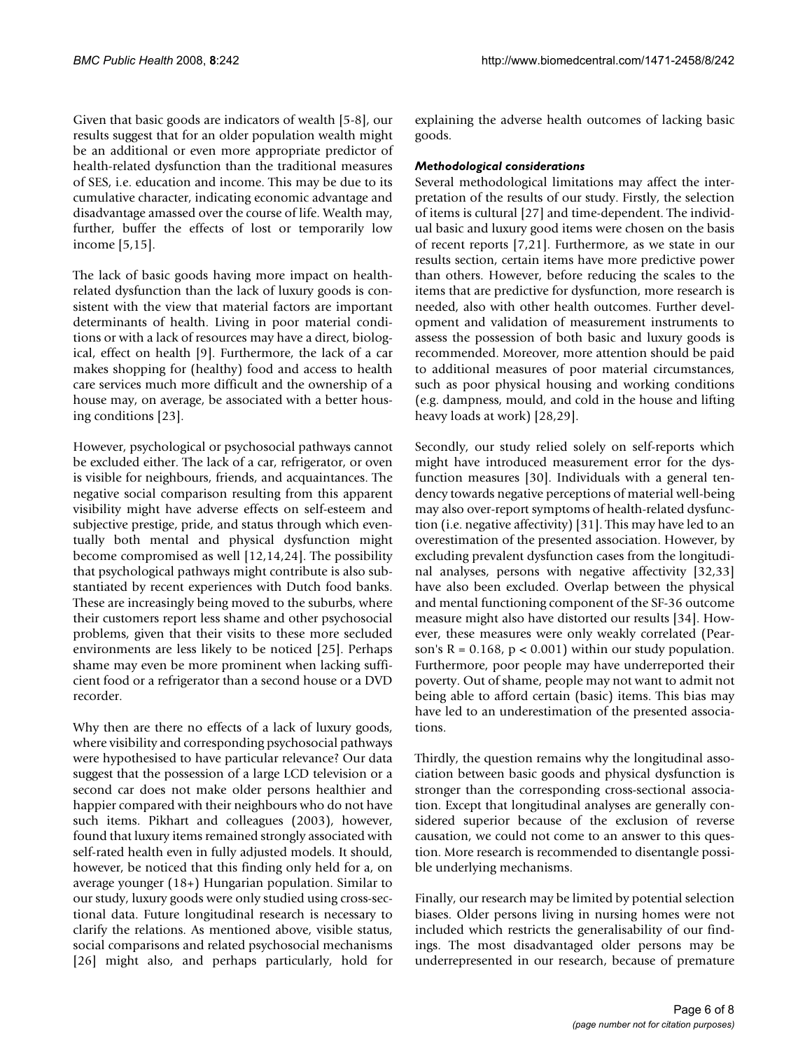Given that basic goods are indicators of wealth [5-8], our results suggest that for an older population wealth might be an additional or even more appropriate predictor of health-related dysfunction than the traditional measures of SES, i.e. education and income. This may be due to its cumulative character, indicating economic advantage and disadvantage amassed over the course of life. Wealth may, further, buffer the effects of lost or temporarily low income [5,15].

The lack of basic goods having more impact on health-related dysfunction than the lack of luxury goods is consistent with the view that material factors are important determinants of health. Living in poor material conditions or with a lack of resources may have a direct, biological, effect on health [9]. Furthermore, the lack of a car makes shopping for (healthy) food and access to health care services much more difficult and the ownership of a house may, on average, be associated with a better housing conditions [23].

However, psychological or psychosocial pathways cannot be excluded either. The lack of a car, refrigerator, or oven is visible for neighbours, friends, and acquaintances. The negative social comparison resulting from this apparent visibility might have adverse effects on self-esteem and subjective prestige, pride, and status through which eventually both mental and physical dysfunction might become compromised as well [12,14,24]. The possibility that psychological pathways might contribute is also substantiated by recent experiences with Dutch food banks. These are increasingly being moved to the suburbs, where their customers report less shame and other psychosocial problems, given that their visits to these more secluded environments are less likely to be noticed [25]. Perhaps shame may even be more prominent when lacking sufficient food or a refrigerator than a second house or a DVD recorder.

Why then are there no effects of a lack of luxury goods, where visibility and corresponding psychosocial pathways were hypothesised to have particular relevance? Our data suggest that the possession of a large LCD television or a second car does not make older persons healthier and happier compared with their neighbours who do not have such items. Pikhart and colleagues (2003), however, found that luxury items remained strongly associated with self-rated health even in fully adjusted models. It should, however, be noticed that this finding only held for a, on average younger (18+) Hungarian population. Similar to our study, luxury goods were only studied using cross-sectional data. Future longitudinal research is necessary to clarify the relations. As mentioned above, visible status, social comparisons and related psychosocial mechanisms [26] might also, and perhaps particularly, hold for explaining the adverse health outcomes of lacking basic goods.

### *Methodological considerations*

Several methodological limitations may affect the interpretation of the results of our study. Firstly, the selection of items is cultural [27] and time-dependent. The individual basic and luxury good items were chosen on the basis of recent reports [7,21]. Furthermore, as we state in our results section, certain items have more predictive power than others. However, before reducing the scales to the items that are predictive for dysfunction, more research is needed, also with other health outcomes. Further development and validation of measurement instruments to assess the possession of both basic and luxury goods is recommended. Moreover, more attention should be paid to additional measures of poor material circumstances, such as poor physical housing and working conditions (e.g. dampness, mould, and cold in the house and lifting heavy loads at work) [28,29].

Secondly, our study relied solely on self-reports which might have introduced measurement error for the dysfunction measures [30]. Individuals with a general tendency towards negative perceptions of material well-being may also over-report symptoms of health-related dysfunction (i.e. negative affectivity) [31]. This may have led to an overestimation of the presented association. However, by excluding prevalent dysfunction cases from the longitudinal analyses, persons with negative affectivity [32,33] have also been excluded. Overlap between the physical and mental functioning component of the SF-36 outcome measure might also have distorted our results [34]. However, these measures were only weakly correlated (Pearson's $R = 0.168$, $p < 0.001$) within our study population. Furthermore, poor people may have underreported their poverty. Out of shame, people may not want to admit not being able to afford certain (basic) items. This bias may have led to an underestimation of the presented associations.

Thirdly, the question remains why the longitudinal association between basic goods and physical dysfunction is stronger than the corresponding cross-sectional association. Except that longitudinal analyses are generally considered superior because of the exclusion of reverse causation, we could not come to an answer to this question. More research is recommended to disentangle possible underlying mechanisms.

Finally, our research may be limited by potential selection biases. Older persons living in nursing homes were not included which restricts the generalisability of our findings. The most disadvantaged older persons may be underrepresented in our research, because of premature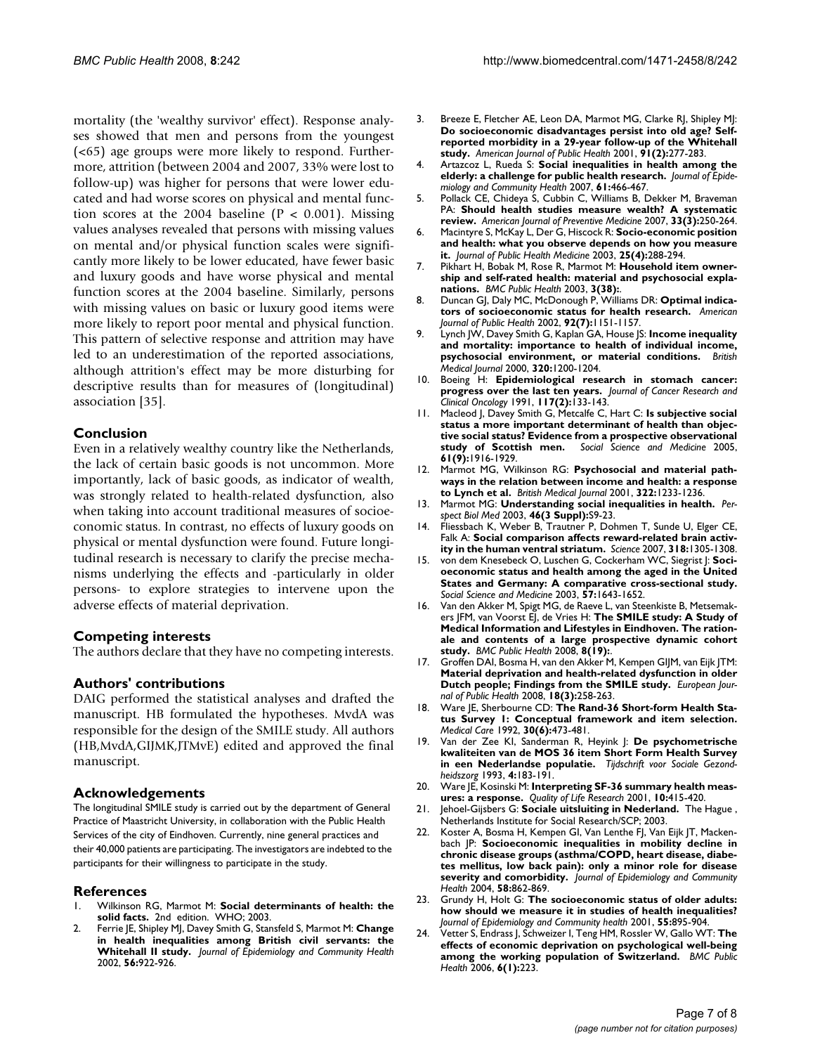mortality (the 'wealthy survivor' effect). Response analyses showed that men and persons from the youngest (<65) age groups were more likely to respond. Furthermore, attrition (between 2004 and 2007, 33% were lost to follow-up) was higher for persons that were lower educated and had worse scores on physical and mental function scores at the 2004 baseline ($P < 0.001$). Missing values analyses revealed that persons with missing values on mental and/or physical function scales were significantly more likely to be lower educated, have fewer basic and luxury goods and have worse physical and mental function scores at the 2004 baseline. Similarly, persons with missing values on basic or luxury good items were more likely to report poor mental and physical function. This pattern of selective response and attrition may have led to an underestimation of the reported associations, although attrition's effect may be more disturbing for descriptive results than for measures of (longitudinal) association [35].

## Conclusion

Even in a relatively wealthy country like the Netherlands, the lack of certain basic goods is not uncommon. More importantly, lack of basic goods, as indicator of wealth, was strongly related to health-related dysfunction, also when taking into account traditional measures of socioeconomic status. In contrast, no effects of luxury goods on physical or mental dysfunction were found. Future longitudinal research is necessary to clarify the precise mechanisms underlying the effects and -particularly in older persons- to explore strategies to intervene upon the adverse effects of material deprivation.

## Competing interests

The authors declare that they have no competing interests.

## Authors' contributions

DAIG performed the statistical analyses and drafted the manuscript. HB formulated the hypotheses. MvdA was responsible for the design of the SMILE study. All authors (HB,MvdA,GIJMK,JTMvE) edited and approved the final manuscript.

## Acknowledgements

The longitudinal SMILE study is carried out by the department of General Practice of Maastricht University, in collaboration with the Public Health Services of the city of Eindhoven. Currently, nine general practices and their 40,000 patients are participating. The investigators are indebted to the participants for their willingness to participate in the study.

## References

1. Wilkinson RG, Marmot M: **Social determinants of health: the solid facts.** 2nd edition. WHO; 2003.
2. Ferrie JE, Shipley MJ, Davey Smith G, Stansfeld S, Marmot M: **Change in health inequalities among British civil servants: the Whitehall II study.** *Journal of Epidemiology and Community Health* 2002, **56:**922-926.
3. Breeze E, Fletcher AE, Leon DA, Marmot MG, Clarke RJ, Shipley MJ: **Do socioeconomic disadvantages persist into old age? Self-reported morbidity in a 29-year follow-up of the Whitehall study.** *American Journal of Public Health* 2001, **91(2):**277-283.
4. Artazcoz L, Rueda S: **Social inequalities in health among the elderly: a challenge for public health research.** *Journal of Epidemiology and Community Health* 2007, **61:**466-467.
5. Pollack CE, Chideya S, Cubbin C, Williams B, Dekker M, Braveman PA: **Should health studies measure wealth? A systematic review.** *American Journal of Preventive Medicine* 2007, **33(3):**250-264.
6. Macintyre S, McKay L, Der G, Hiscock R: **Socio-economic position and health: what you observe depends on how you measure it.** *Journal of Public Health Medicine* 2003, **25(4):**288-294.
7. Pikhart H, Bobak M, Rose R, Marmot M: **Household item ownership and self-rated health: material and psychosocial explanations.** *BMC Public Health* 2003, **3(38):**.
8. Duncan GJ, Daly MC, McDonough P, Williams DR: **Optimal indicators of socioeconomic status for health research.** *American Journal of Public Health* 2002, **92(7):**1151-1157.
9. Lynch JW, Davey Smith G, Kaplan GA, House JS: **Income inequality and mortality: importance to health of individual income, psychosocial environment, or material conditions.** *British Medical Journal* 2000, **320:**1200-1204.
10. Boeing H: **Epidemiological research in stomach cancer: progress over the last ten years.** *Journal of Cancer Research and Clinical Oncology* 1991, **117(2):**133-143.
11. Macleod J, Davey Smith G, Metcalfe C, Hart C: **Is subjective social status a more important determinant of health than objective social status? Evidence from a prospective observational study of Scottish men.** *Social Science and Medicine* 2005, **61(9):**1916-1929.
12. Marmot MG, Wilkinson RG: **Psychosocial and material pathways in the relation between income and health: a response to Lynch et al.** *British Medical Journal* 2001, **322:**1233-1236.
13. Marmot MG: **Understanding social inequalities in health.** *Perspect Biol Med* 2003, **46(3 Suppl):**S9-23.
14. Fliessbach K, Weber B, Trautner P, Dohmen T, Sunde U, Elger CE, Falk A: **Social comparison affects reward-related brain activity in the human ventral striatum.** *Science* 2007, **318:**1305-1308.
15. von dem Knesebeck O, Luschen G, Cockerham WC, Siegrist J: **Socioeconomic status and health among the aged in the United States and Germany: A comparative cross-sectional study.** *Social Science and Medicine* 2003, **57:**1643-1652.
16. Van den Akker M, Spigt MG, de Raeve L, van Steenkiste B, Metsemakers JFM, van Voorst EJ, de Vries H: **The SMILE study: A Study of Medical Information and Lifestyles in Eindhoven. The rationale and contents of a large prospective dynamic cohort study.** *BMC Public Health* 2008, **8(19):**.
17. Groffen DAI, Bosma H, van den Akker M, Kempen GIJM, van Eijk JTM: **Material deprivation and health-related dysfunction in older Dutch people; Findings from the SMILE study.** *European Journal of Public Health* 2008, **18(3):**258-263.
18. Ware JE, Sherbourne CD: **The Rand-36 Short-form Health Status Survey I: Conceptual framework and item selection.** *Medical Care* 1992, **30(6):**473-481.
19. Van der Zee KI, Sanderman R, Heyink J: **De psychometrische kwaliteiten van de MOS 36 item Short Form Health Survey in een Nederlandse populatie.** *Tijdschrift voor Sociale Gezondheidszorg* 1993, **4:**183-191.
20. Ware JE, Kosinski M: **Interpreting SF-36 summary health measures: a response.** *Quality of Life Research* 2001, **10:**415-420.
21. Jehoel-Gijsbers G: **Sociale uitsluiting in Nederland.** The Hague , Netherlands Institute for Social Research/SCP; 2003.
22. Koster A, Bosma H, Kempen GI, Van Lenthe FJ, Van Eijk JT, Mackenbach JP: **Socioeconomic inequalities in mobility decline in chronic disease groups (asthma/COPD, heart disease, diabetes mellitus, low back pain): only a minor role for disease severity and comorbidity.** *Journal of Epidemiology and Community Health* 2004, **58:**862-869.
23. Grundy H, Holt G: **The socioeconomic status of older adults: how should we measure it in studies of health inequalities?** *Journal of Epidemiology and Community health* 2001, **55:**895-904.
24. Vetter S, Endrass J, Schweizer I, Teng HM, Rossler W, Gallo WT: **The effects of economic deprivation on psychological well-being among the working population of Switzerland.** *BMC Public Health* 2006, **6(1):**223.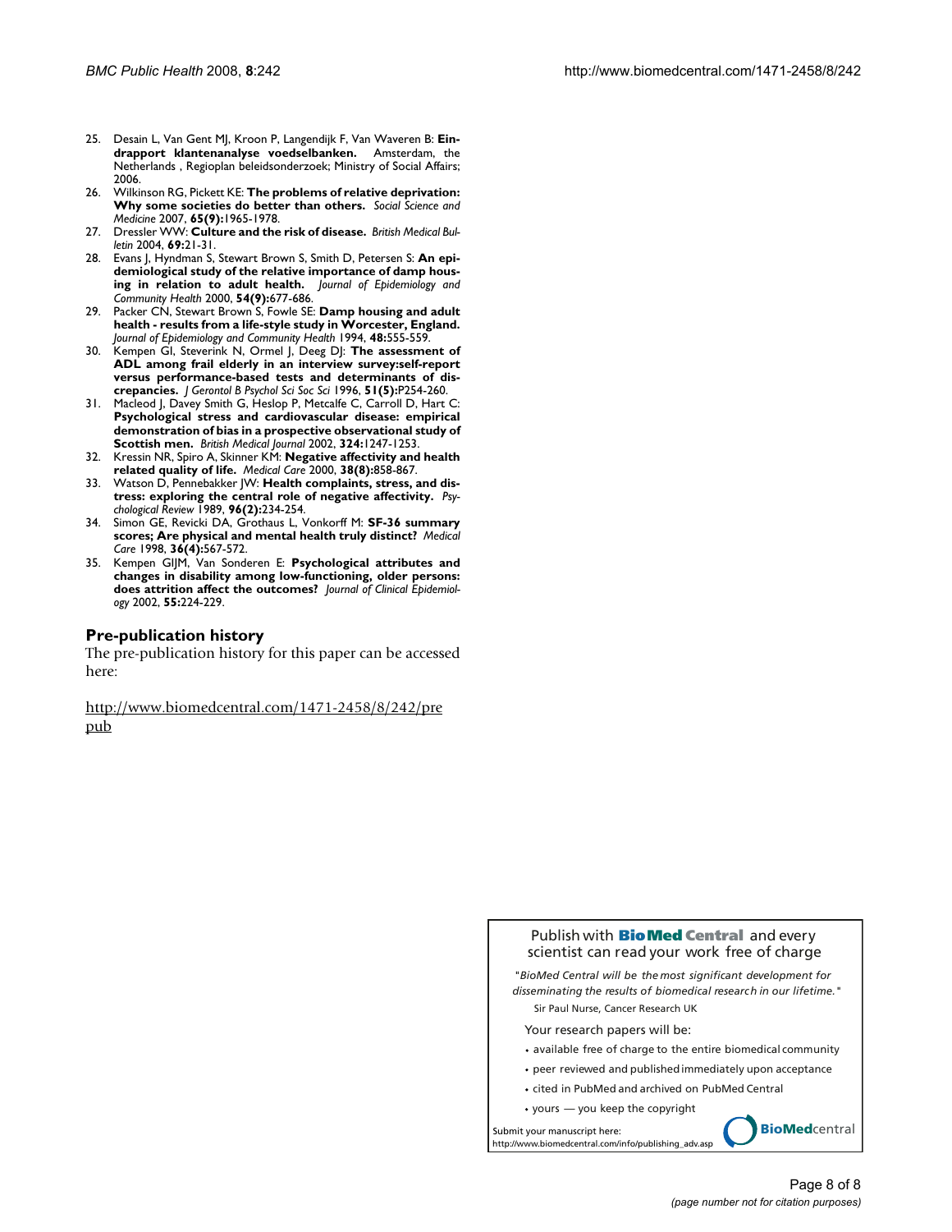25. Desain L, Van Gent MJ, Kroon P, Langendijk F, Van Waveren B: **Eindrapport klantenanalyse voedselbanken.** Amsterdam, the Netherlands , Regioplan beleidsonderzoek; Ministry of Social Affairs; 2006.
26. Wilkinson RG, Pickett KE: **The problems of relative deprivation: Why some societies do better than others.** *Social Science and Medicine* 2007, **65(9):**1965-1978.
27. Dressler WW: **Culture and the risk of disease.** *British Medical Bulletin* 2004, **69:**21-31.
28. Evans J, Hyndman S, Stewart Brown S, Smith D, Petersen S: **An epidemiological study of the relative importance of damp housing in relation to adult health.** *Journal of Epidemiology and Community Health* 2000, **54(9):**677-686.
29. Packer CN, Stewart Brown S, Fowle SE: **Damp housing and adult health - results from a life-style study in Worcester, England.** *Journal of Epidemiology and Community Health* 1994, **48:**555-559.
30. Kempen GI, Steverink N, Ormel J, Deeg DJ: **The assessment of ADL among frail elderly in an interview survey:self-report versus performance-based tests and determinants of discrepancies.** *J Gerontol B Psychol Sci Soc Sci* 1996, **51(5):**P254-260.
31. Macleod J, Davey Smith G, Heslop P, Metcalfe C, Carroll D, Hart C: **Psychological stress and cardiovascular disease: empirical demonstration of bias in a prospective observational study of Scottish men.** *British Medical Journal* 2002, **324:**1247-1253.
32. Kressin NR, Spiro A, Skinner KM: **Negative affectivity and health related quality of life.** *Medical Care* 2000, **38(8):**858-867.
33. Watson D, Pennebakker JW: **Health complaints, stress, and distress: exploring the central role of negative affectivity.** *Psychological Review* 1989, **96(2):**234-254.
34. Simon GE, Revicki DA, Grothaus L, Vonkorff M: **SF-36 summary scores; Are physical and mental health truly distinct?** *Medical Care* 1998, **36(4):**567-572.
35. Kempen GIJM, Van Sonderen E: **Psychological attributes and changes in disability among low-functioning, older persons: does attrition affect the outcomes?** *Journal of Clinical Epidemiology* 2002, **55:**224-229.

## Pre-publication history

The pre-publication history for this paper can be accessed here:

http://www.biomedcentral.com/1471-2458/8/242/prepub

Publish with **BioMed Central** and every scientist can read your work free of charge

*"BioMed Central will be the most significant development for disseminating the results of biomedical research in our lifetime."*
Sir Paul Nurse, Cancer Research UK

Your research papers will be:

- available free of charge to the entire biomedical community
- peer reviewed and published immediately upon acceptance
- cited in PubMed and archived on PubMed Central
- yours — you keep the copyright

Submit your manuscript here:
http://www.biomedcentral.com/info/publishing_adv.asp

**BioMed**central